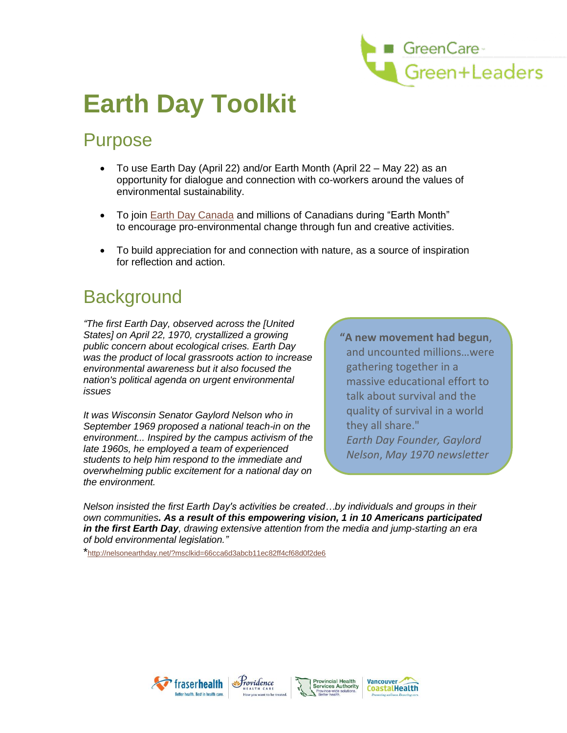# Earth Day Toolkit

## Purpose

- To use Earth Day (April 22) and/or Earth Month (April 22 – May 22) as an opportunity for dialogue and connection with co-workers around the values of environmental sustainability.
- To join Earth Day Canada and millions of Canadians during "Earth Month" to encourage pro-environmental change through fun and creative activities.
- To build appreciation for and connection with nature, as a source of inspiration for reflection and action.

## Background

*"The first Earth Day, observed across the [United States] on April 22, 1970, crystallized a growing public concern about ecological crises. Earth Day was the product of local grassroots action to increase environmental awareness but it also focused the nation's political agenda on urgent environmental issues*

*It was Wisconsin Senator Gaylord Nelson who in September 1969 proposed a national teach-in on the environment... Inspired by the campus activism of the late 1960s, he employed a team of experienced students to help him respond to the immediate and overwhelming public excitement for a national day on the environment.*

*Nelson insisted the first Earth Day's activities be created…by individuals and groups in their own communities**. As a result of this empowering vision, 1 in 10 Americans participated in the first Earth Day**, drawing extensive attention from the media and jump-starting an era of bold environmental legislation."*

> **"A new movement had begun**, and uncounted millions…were gathering together in a massive educational effort to talk about survival and the quality of survival in a world they all share."
> *Earth Day Founder, Gaylord Nelson, May 1970 newsletter*

*http://nelsonearthday.net/?msclkid=66cca6d3abcb11ec82ff4cf68d0f2de6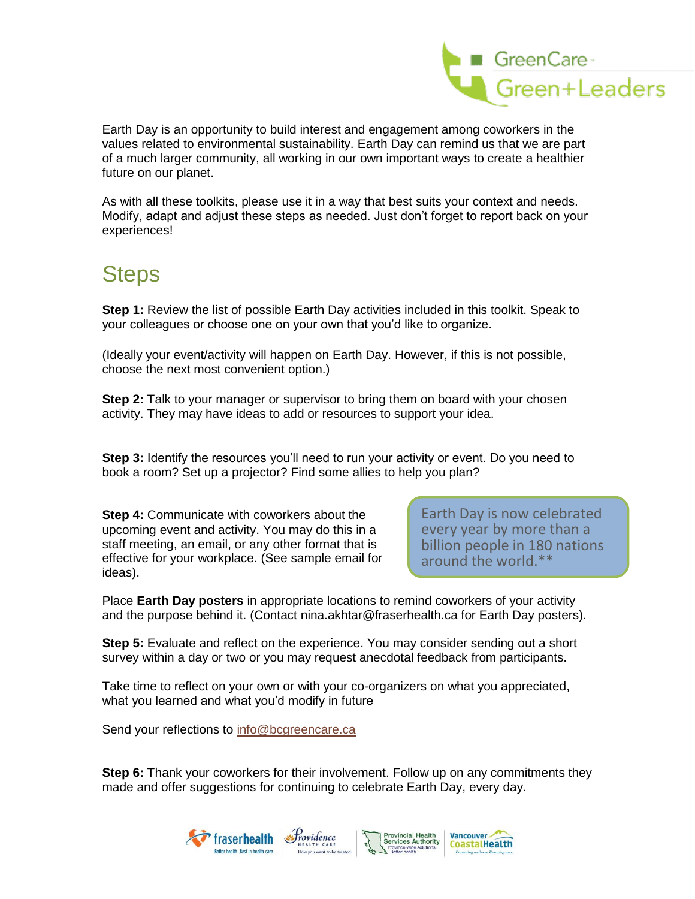Earth Day is an opportunity to build interest and engagement among coworkers in the values related to environmental sustainability. Earth Day can remind us that we are part of a much larger community, all working in our own important ways to create a healthier future on our planet.

As with all these toolkits, please use it in a way that best suits your context and needs. Modify, adapt and adjust these steps as needed. Just don't forget to report back on your experiences!

## Steps

**Step 1:** Review the list of possible Earth Day activities included in this toolkit. Speak to your colleagues or choose one on your own that you'd like to organize.

(Ideally your event/activity will happen on Earth Day. However, if this is not possible, choose the next most convenient option.)

**Step 2:** Talk to your manager or supervisor to bring them on board with your chosen activity. They may have ideas to add or resources to support your idea.

**Step 3:** Identify the resources you'll need to run your activity or event. Do you need to book a room? Set up a projector? Find some allies to help you plan?

**Step 4:** Communicate with coworkers about the upcoming event and activity. You may do this in a staff meeting, an email, or any other format that is effective for your workplace. (See sample email for ideas).

> Earth Day is now celebrated every year by more than a billion people in 180 nations around the world.**

Place **Earth Day posters** in appropriate locations to remind coworkers of your activity and the purpose behind it. (Contact nina.akhtar@fraserhealth.ca for Earth Day posters).

**Step 5:** Evaluate and reflect on the experience. You may consider sending out a short survey within a day or two or you may request anecdotal feedback from participants.

Take time to reflect on your own or with your co-organizers on what you appreciated, what you learned and what you'd modify in future

Send your reflections to info@bcgreencare.ca

**Step 6:** Thank your coworkers for their involvement. Follow up on any commitments they made and offer suggestions for continuing to celebrate Earth Day, every day.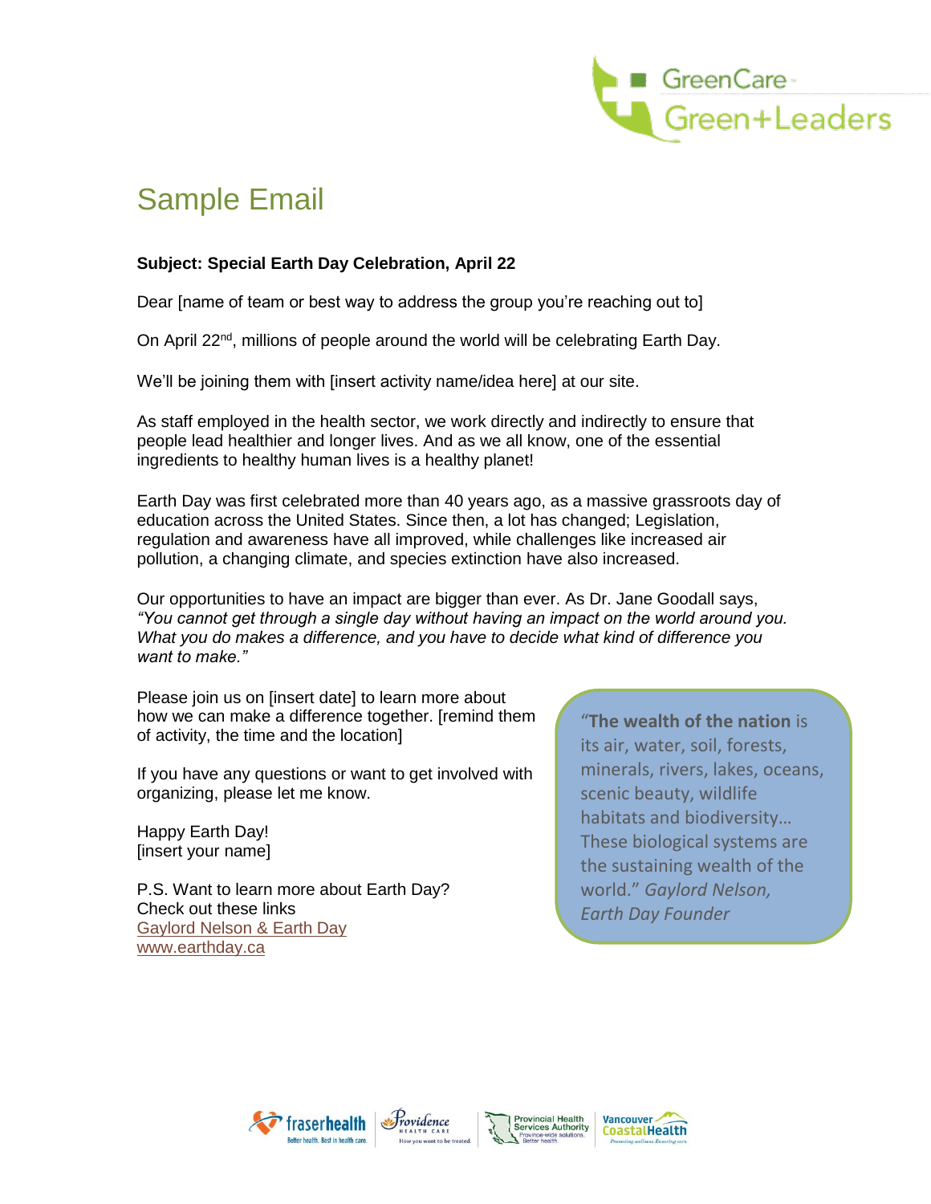# Sample Email

**Subject: Special Earth Day Celebration, April 22**

Dear [name of team or best way to address the group you're reaching out to]

On April 22nd, millions of people around the world will be celebrating Earth Day.

We'll be joining them with [insert activity name/idea here] at our site.

As staff employed in the health sector, we work directly and indirectly to ensure that people lead healthier and longer lives. And as we all know, one of the essential ingredients to healthy human lives is a healthy planet!

Earth Day was first celebrated more than 40 years ago, as a massive grassroots day of education across the United States. Since then, a lot has changed; Legislation, regulation and awareness have all improved, while challenges like increased air pollution, a changing climate, and species extinction have also increased.

Our opportunities to have an impact are bigger than ever. As Dr. Jane Goodall says, *"You cannot get through a single day without having an impact on the world around you. What you do makes a difference, and you have to decide what kind of difference you want to make."*

Please join us on [insert date] to learn more about how we can make a difference together. [remind them of activity, the time and the location]

If you have any questions or want to get involved with organizing, please let me know.

Happy Earth Day!
[insert your name]

P.S. Want to learn more about Earth Day?
Check out these links
Gaylord Nelson & Earth Day
www.earthday.ca

> "**The wealth of the nation** is its air, water, soil, forests, minerals, rivers, lakes, oceans, scenic beauty, wildlife habitats and biodiversity… These biological systems are the sustaining wealth of the world." *Gaylord Nelson, Earth Day Founder*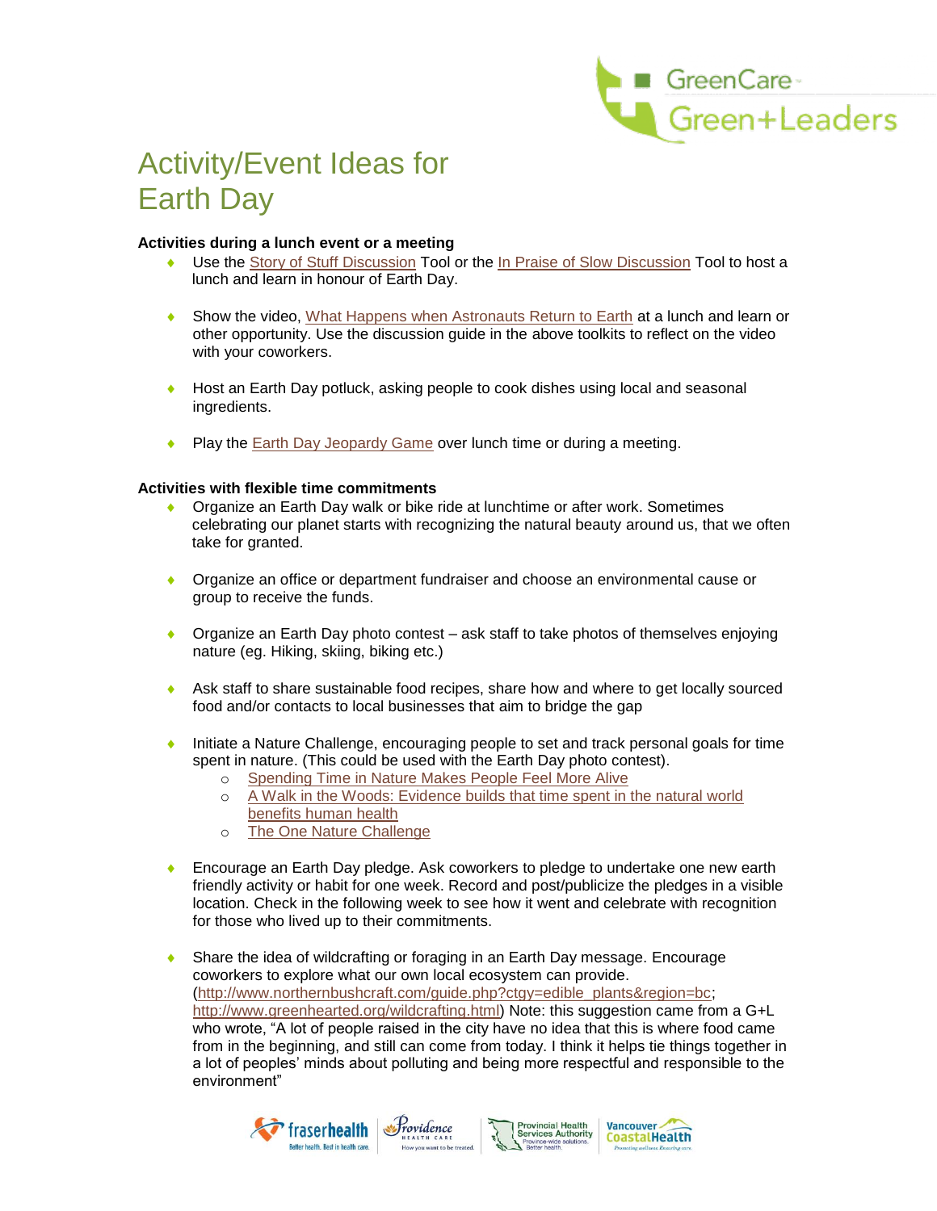# Activity/Event Ideas for Earth Day

**Activities during a lunch event or a meeting**

- Use the Story of Stuff Discussion Tool or the In Praise of Slow Discussion Tool to host a lunch and learn in honour of Earth Day.
- Show the video, What Happens when Astronauts Return to Earth at a lunch and learn or other opportunity. Use the discussion guide in the above toolkits to reflect on the video with your coworkers.
- Host an Earth Day potluck, asking people to cook dishes using local and seasonal ingredients.
- Play the Earth Day Jeopardy Game over lunch time or during a meeting.

**Activities with flexible time commitments**

- Organize an Earth Day walk or bike ride at lunchtime or after work. Sometimes celebrating our planet starts with recognizing the natural beauty around us, that we often take for granted.
- Organize an office or department fundraiser and choose an environmental cause or group to receive the funds.
- Organize an Earth Day photo contest – ask staff to take photos of themselves enjoying nature (eg. Hiking, skiing, biking etc.)
- Ask staff to share sustainable food recipes, share how and where to get locally sourced food and/or contacts to local businesses that aim to bridge the gap
- Initiate a Nature Challenge, encouraging people to set and track personal goals for time spent in nature. (This could be used with the Earth Day photo contest).
  - Spending Time in Nature Makes People Feel More Alive
  - A Walk in the Woods: Evidence builds that time spent in the natural world benefits human health
  - The One Nature Challenge
- Encourage an Earth Day pledge. Ask coworkers to pledge to undertake one new earth friendly activity or habit for one week. Record and post/publicize the pledges in a visible location. Check in the following week to see how it went and celebrate with recognition for those who lived up to their commitments.
- Share the idea of wildcrafting or foraging in an Earth Day message. Encourage coworkers to explore what our own local ecosystem can provide. (http://www.northernbushcraft.com/guide.php?ctgy=edible_plants&region=bc; http://www.greenhearted.org/wildcrafting.html) Note: this suggestion came from a G+L who wrote, "A lot of people raised in the city have no idea that this is where food came from in the beginning, and still can come from today. I think it helps tie things together in a lot of peoples' minds about polluting and being more respectful and responsible to the environment"